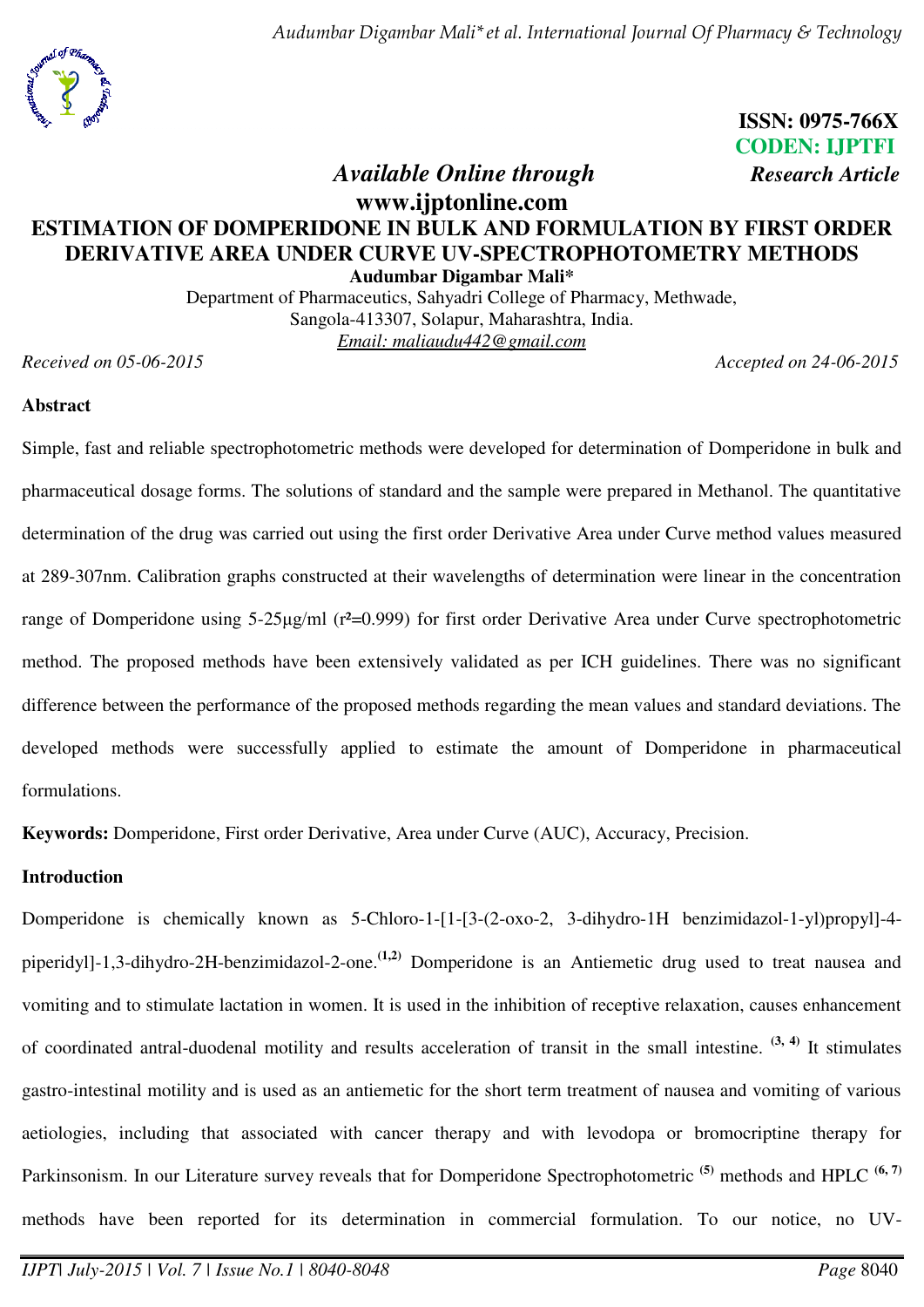ISSN: 0975-766X
CODEN: IJPTFI

*Available Online through* **www.ijptonline.com**

***Research Article***

# ESTIMATION OF DOMPERIDONE IN BULK AND FORMULATION BY FIRST ORDER DERIVATIVE AREA UNDER CURVE UV-SPECTROPHOTOMETRY METHODS

**Audumbar Digambar Mali***

Department of Pharmaceutics, Sahyadri College of Pharmacy, Methwade,
Sangola-413307, Solapur, Maharashtra, India.
Email: maliaudu442@gmail.com

*Received on 05-06-2015* *Accepted on 24-06-2015*

## Abstract

Simple, fast and reliable spectrophotometric methods were developed for determination of Domperidone in bulk and pharmaceutical dosage forms. The solutions of standard and the sample were prepared in Methanol. The quantitative determination of the drug was carried out using the first order Derivative Area under Curve method values measured at 289-307nm. Calibration graphs constructed at their wavelengths of determination were linear in the concentration range of Domperidone using 5-25µg/ml ($r^2$=0.999) for first order Derivative Area under Curve spectrophotometric method. The proposed methods have been extensively validated as per ICH guidelines. There was no significant difference between the performance of the proposed methods regarding the mean values and standard deviations. The developed methods were successfully applied to estimate the amount of Domperidone in pharmaceutical formulations.

**Keywords:** Domperidone, First order Derivative, Area under Curve (AUC), Accuracy, Precision.

## Introduction

Domperidone is chemically known as 5-Chloro-1-[1-[3-(2-oxo-2, 3-dihydro-1H benzimidazol-1-yl)propyl]-4-piperidyl]-1,3-dihydro-2H-benzimidazol-2-one.[1,2] Domperidone is an Antiemetic drug used to treat nausea and vomiting and to stimulate lactation in women. It is used in the inhibition of receptive relaxation, causes enhancement of coordinated antral-duodenal motility and results acceleration of transit in the small intestine. [3, 4] It stimulates gastro-intestinal motility and is used as an antiemetic for the short term treatment of nausea and vomiting of various aetiologies, including that associated with cancer therapy and with levodopa or bromocriptine therapy for Parkinsonism. In our Literature survey reveals that for Domperidone Spectrophotometric [5] methods and HPLC [6, 7] methods have been reported for its determination in commercial formulation. To our notice, no UV-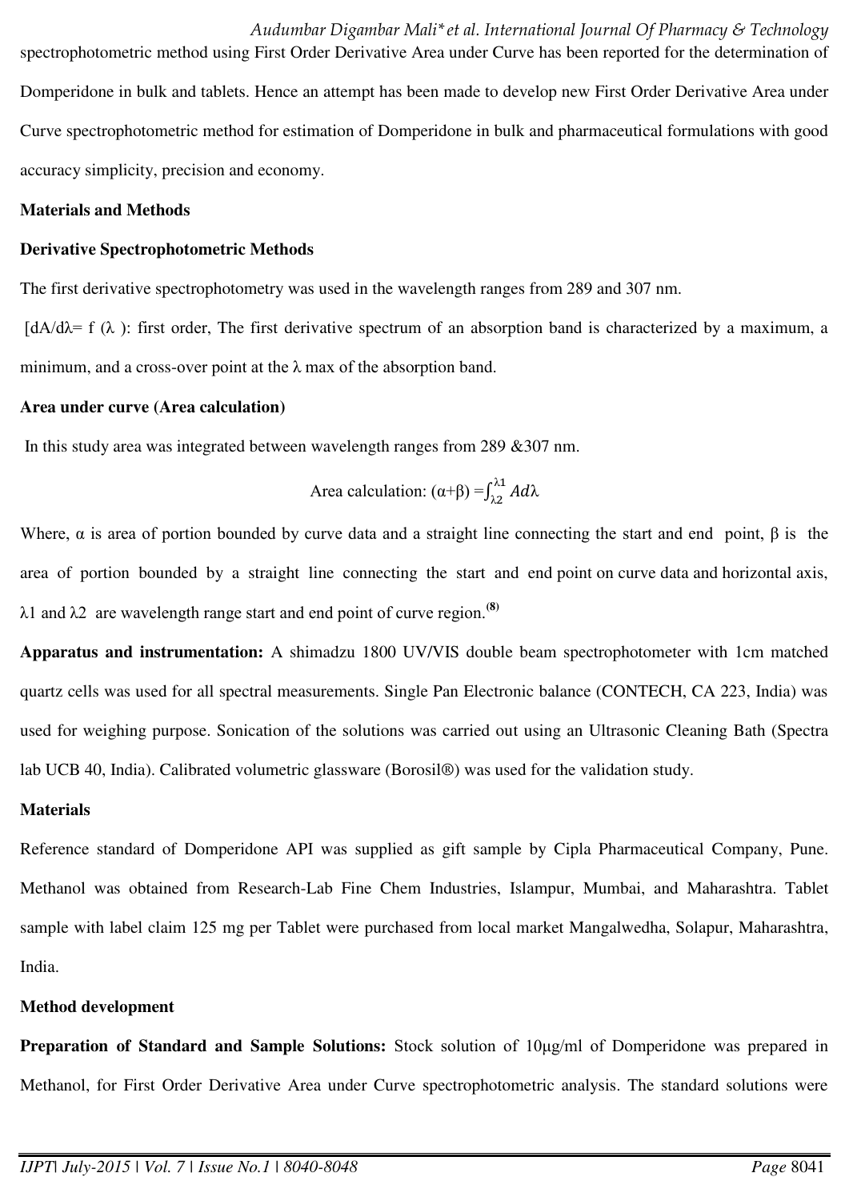spectrophotometric method using First Order Derivative Area under Curve has been reported for the determination of Domperidone in bulk and tablets. Hence an attempt has been made to develop new First Order Derivative Area under Curve spectrophotometric method for estimation of Domperidone in bulk and pharmaceutical formulations with good accuracy simplicity, precision and economy.

**Materials and Methods**

**Derivative Spectrophotometric Methods**

The first derivative spectrophotometry was used in the wavelength ranges from 289 and 307 nm.

[dA/dλ= f (λ ): first order, The first derivative spectrum of an absorption band is characterized by a maximum, a minimum, and a cross-over point at the λ max of the absorption band.

**Area under curve (Area calculation)**

In this study area was integrated between wavelength ranges from 289 &307 nm.

$$\text{Area calculation: } (\alpha+\beta) = \int_{\lambda 2}^{\lambda 1} A d\lambda$$

Where, α is area of portion bounded by curve data and a straight line connecting the start and end point, β is the area of portion bounded by a straight line connecting the start and end point on curve data and horizontal axis, λ1 and λ2 are wavelength range start and end point of curve region.[8]

**Apparatus and instrumentation:** A shimadzu 1800 UV/VIS double beam spectrophotometer with 1cm matched quartz cells was used for all spectral measurements. Single Pan Electronic balance (CONTECH, CA 223, India) was used for weighing purpose. Sonication of the solutions was carried out using an Ultrasonic Cleaning Bath (Spectra lab UCB 40, India). Calibrated volumetric glassware (Borosil®) was used for the validation study.

**Materials**

Reference standard of Domperidone API was supplied as gift sample by Cipla Pharmaceutical Company, Pune. Methanol was obtained from Research-Lab Fine Chem Industries, Islampur, Mumbai, and Maharashtra. Tablet sample with label claim 125 mg per Tablet were purchased from local market Mangalwedha, Solapur, Maharashtra, India.

**Method development**

**Preparation of Standard and Sample Solutions:** Stock solution of 10μg/ml of Domperidone was prepared in Methanol, for First Order Derivative Area under Curve spectrophotometric analysis. The standard solutions were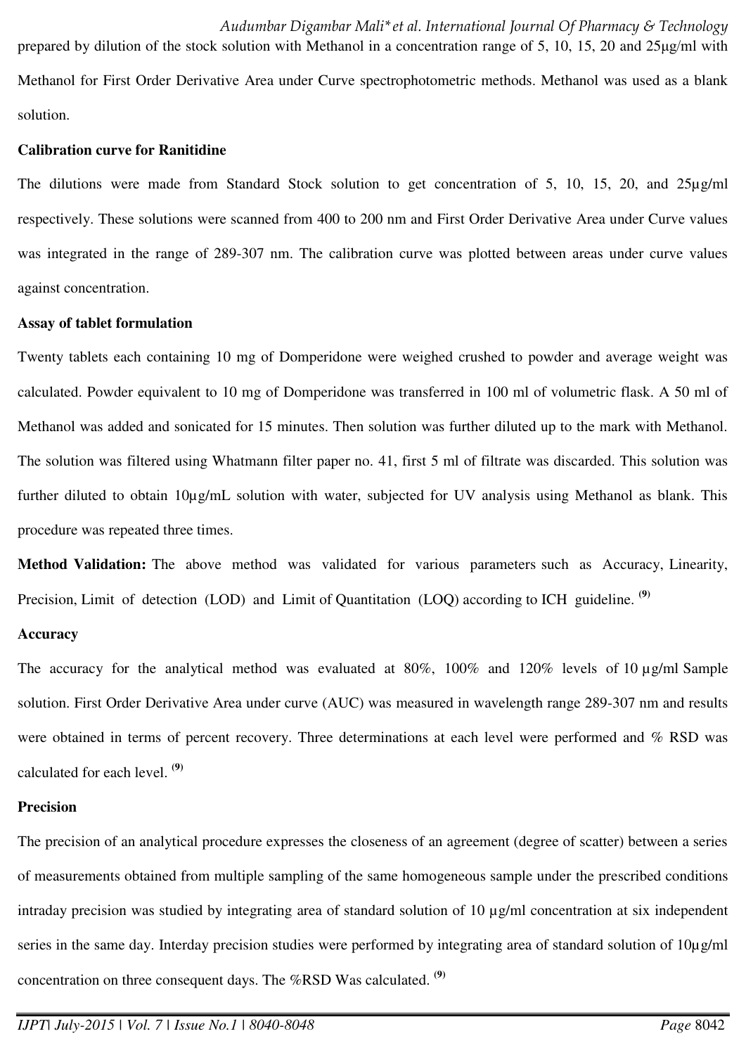prepared by dilution of the stock solution with Methanol in a concentration range of 5, 10, 15, 20 and 25µg/ml with Methanol for First Order Derivative Area under Curve spectrophotometric methods. Methanol was used as a blank solution.

**Calibration curve for Ranitidine**

The dilutions were made from Standard Stock solution to get concentration of 5, 10, 15, 20, and 25µg/ml respectively. These solutions were scanned from 400 to 200 nm and First Order Derivative Area under Curve values was integrated in the range of 289-307 nm. The calibration curve was plotted between areas under curve values against concentration.

**Assay of tablet formulation**

Twenty tablets each containing 10 mg of Domperidone were weighed crushed to powder and average weight was calculated. Powder equivalent to 10 mg of Domperidone was transferred in 100 ml of volumetric flask. A 50 ml of Methanol was added and sonicated for 15 minutes. Then solution was further diluted up to the mark with Methanol. The solution was filtered using Whatmann filter paper no. 41, first 5 ml of filtrate was discarded. This solution was further diluted to obtain 10µg/mL solution with water, subjected for UV analysis using Methanol as blank. This procedure was repeated three times.

**Method Validation:** The above method was validated for various parameters such as Accuracy, Linearity, Precision, Limit of detection (LOD) and Limit of Quantitation (LOQ) according to ICH guideline. [9]

**Accuracy**

The accuracy for the analytical method was evaluated at 80%, 100% and 120% levels of 10 µg/ml Sample solution. First Order Derivative Area under curve (AUC) was measured in wavelength range 289-307 nm and results were obtained in terms of percent recovery. Three determinations at each level were performed and % RSD was calculated for each level. [9]

**Precision**

The precision of an analytical procedure expresses the closeness of an agreement (degree of scatter) between a series of measurements obtained from multiple sampling of the same homogeneous sample under the prescribed conditions intraday precision was studied by integrating area of standard solution of 10 µg/ml concentration at six independent series in the same day. Interday precision studies were performed by integrating area of standard solution of 10µg/ml concentration on three consequent days. The %RSD Was calculated. [9]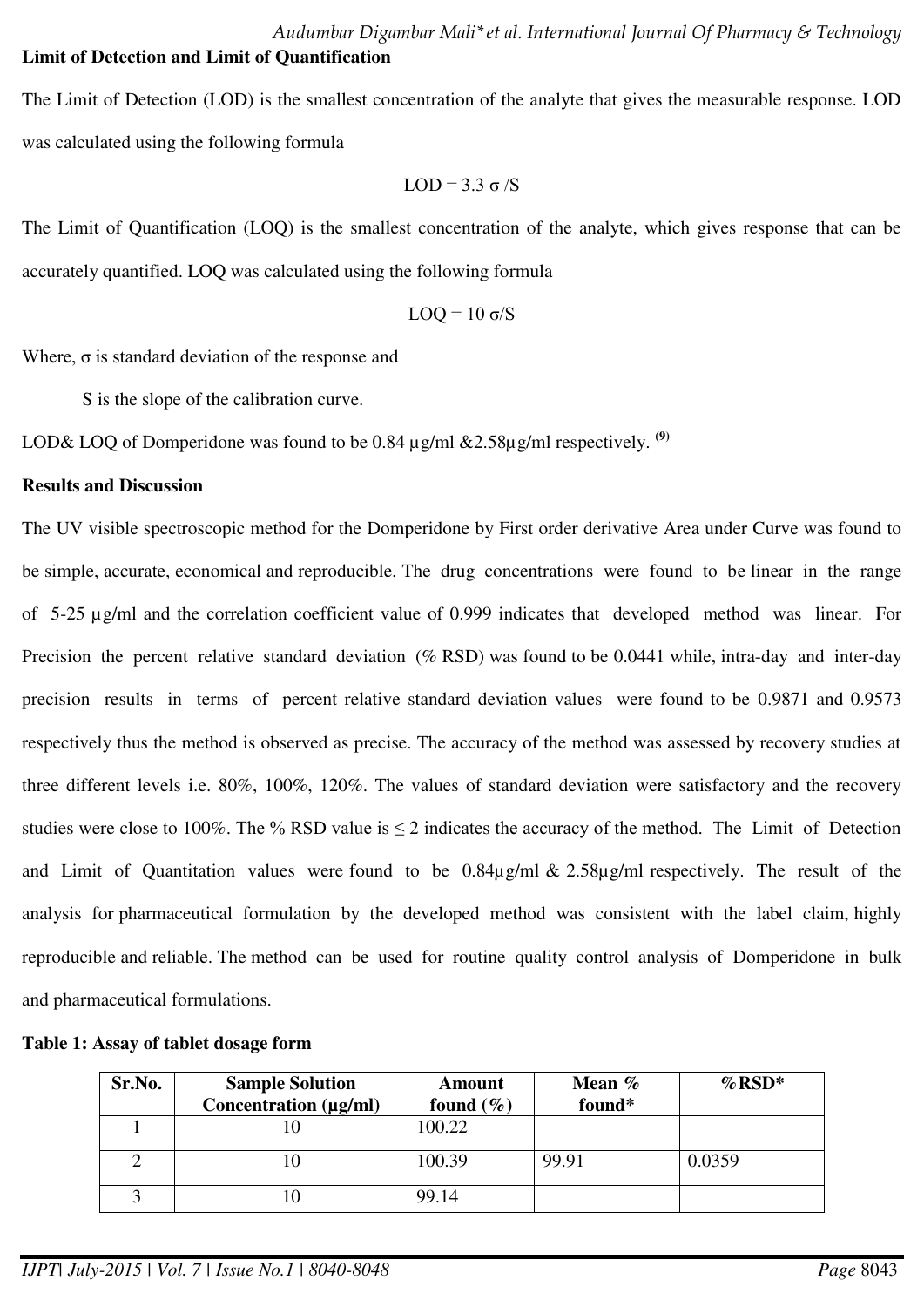**Limit of Detection and Limit of Quantification**

The Limit of Detection (LOD) is the smallest concentration of the analyte that gives the measurable response. LOD was calculated using the following formula

$$LOD = 3.3\ \sigma / S$$

The Limit of Quantification (LOQ) is the smallest concentration of the analyte, which gives response that can be accurately quantified. LOQ was calculated using the following formula

$$LOQ = 10\ \sigma / S$$

Where, σ is standard deviation of the response and

S is the slope of the calibration curve.

LOD& LOQ of Domperidone was found to be 0.84 µg/ml &2.58µg/ml respectively. [9]

**Results and Discussion**

The UV visible spectroscopic method for the Domperidone by First order derivative Area under Curve was found to be simple, accurate, economical and reproducible. The drug concentrations were found to be linear in the range of 5-25 µg/ml and the correlation coefficient value of 0.999 indicates that developed method was linear. For Precision the percent relative standard deviation (% RSD) was found to be 0.0441 while, intra-day and inter-day precision results in terms of percent relative standard deviation values were found to be 0.9871 and 0.9573 respectively thus the method is observed as precise. The accuracy of the method was assessed by recovery studies at three different levels i.e. 80%, 100%, 120%. The values of standard deviation were satisfactory and the recovery studies were close to 100%. The % RSD value is ≤ 2 indicates the accuracy of the method. The Limit of Detection and Limit of Quantitation values were found to be 0.84µg/ml & 2.58µg/ml respectively. The result of the analysis for pharmaceutical formulation by the developed method was consistent with the label claim, highly reproducible and reliable. The method can be used for routine quality control analysis of Domperidone in bulk and pharmaceutical formulations.

**Table 1: Assay of tablet dosage form**

| Sr.No. | Sample Solution Concentration (µg/ml) | Amount found (%) | Mean % found* | %RSD* |
|---|---|---|---|---|
| 1 | 10 | 100.22 | | |
| 2 | 10 | 100.39 | 99.91 | 0.0359 |
| 3 | 10 | 99.14 | | |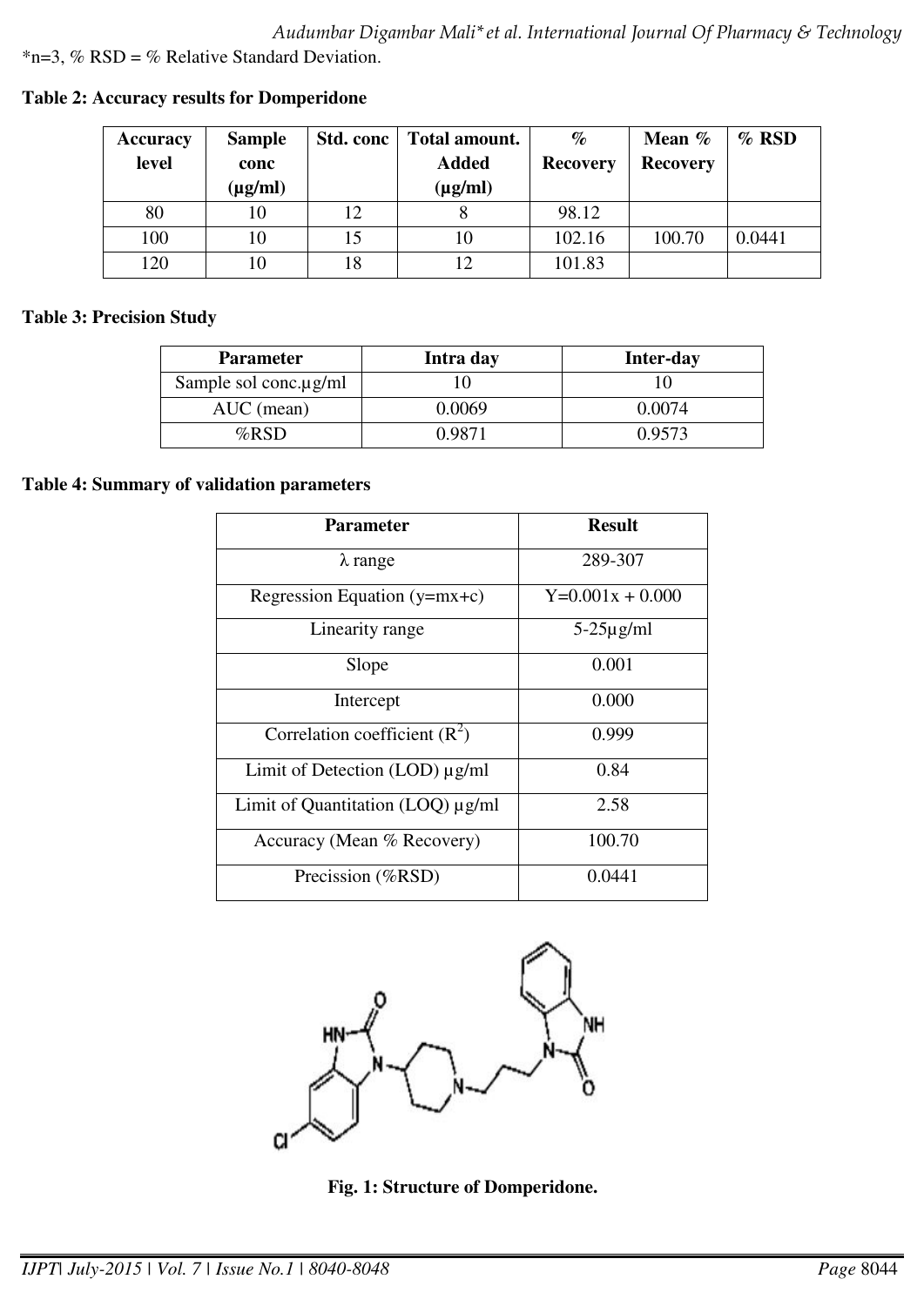*n=3, % RSD = % Relative Standard Deviation.

**Table 2: Accuracy results for Domperidone**

| Accuracy level | Sample conc (μg/ml) | Std. conc | Total amount. Added (μg/ml) | % Recovery | Mean % Recovery | % RSD |
|---|---|---|---|---|---|---|
| 80 | 10 | 12 | 8 | 98.12 | | |
| 100 | 10 | 15 | 10 | 102.16 | 100.70 | 0.0441 |
| 120 | 10 | 18 | 12 | 101.83 | | |

**Table 3: Precision Study**

| Parameter | Intra day | Inter-day |
|---|---|---|
| Sample sol conc.µg/ml | 10 | 10 |
| AUC (mean) | 0.0069 | 0.0074 |
| %RSD | 0.9871 | 0.9573 |

**Table 4: Summary of validation parameters**

| Parameter | Result |
|---|---|
| λ range | 289-307 |
| Regression Equation (y=mx+c) | Y=0.001x + 0.000 |
| Linearity range | 5-25µg/ml |
| Slope | 0.001 |
| Intercept | 0.000 |
| Correlation coefficient ($R^2$) | 0.999 |
| Limit of Detection (LOD) µg/ml | 0.84 |
| Limit of Quantitation (LOQ) µg/ml | 2.58 |
| Accuracy (Mean % Recovery) | 100.70 |
| Precission (%RSD) | 0.0441 |

**Fig. 1: Structure of Domperidone.**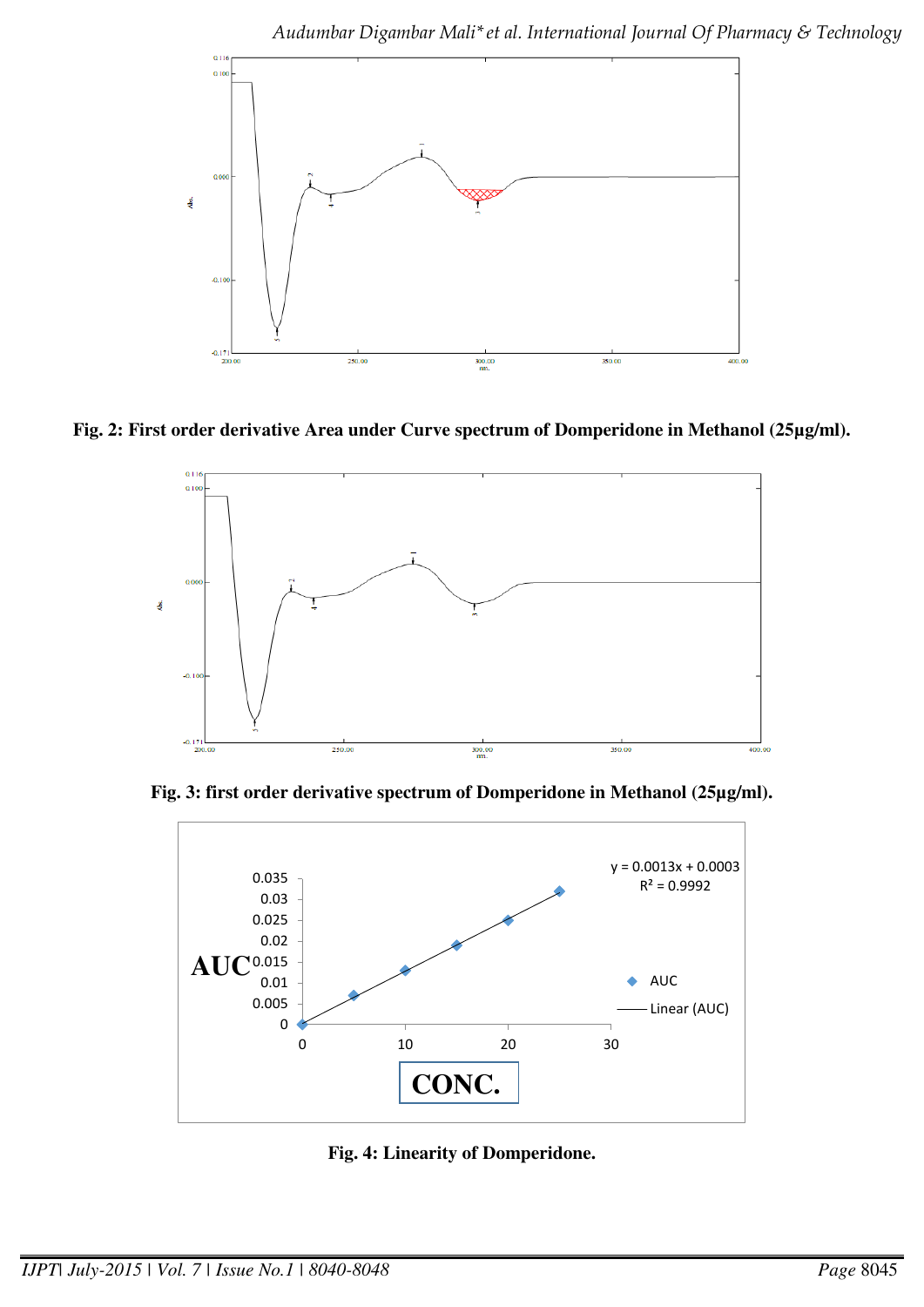Fig. 2: First order derivative Area under Curve spectrum of Domperidone in Methanol (25µg/ml).

Fig. 3: first order derivative spectrum of Domperidone in Methanol (25µg/ml).

Fig. 4: Linearity of Domperidone.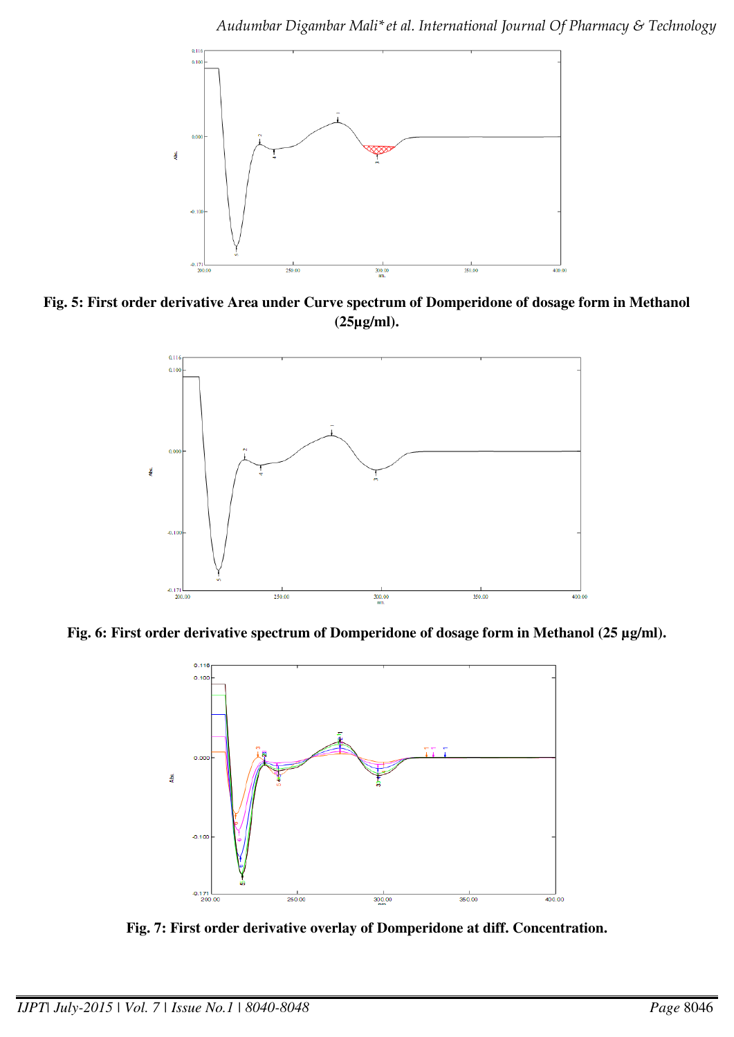**Fig. 5: First order derivative Area under Curve spectrum of Domperidone of dosage form in Methanol (25µg/ml).**

**Fig. 6: First order derivative spectrum of Domperidone of dosage form in Methanol (25 µg/ml).**

**Fig. 7: First order derivative overlay of Domperidone at diff. Concentration.**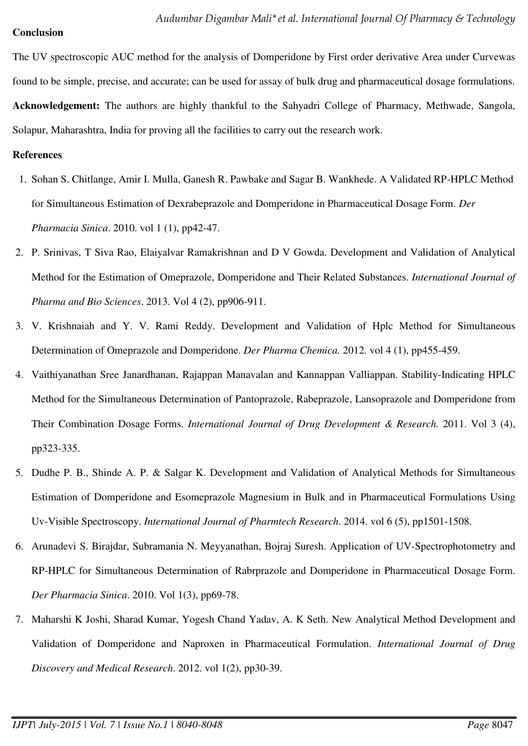**Conclusion**

The UV spectroscopic AUC method for the analysis of Domperidone by First order derivative Area under Curvewas found to be simple, precise, and accurate; can be used for assay of bulk drug and pharmaceutical dosage formulations.

**Acknowledgement:** The authors are highly thankful to the Sahyadri College of Pharmacy, Methwade, Sangola, Solapur, Maharashtra, India for proving all the facilities to carry out the research work.

**References**

1. Sohan S. Chitlange, Amir I. Mulla, Ganesh R. Pawbake and Sagar B. Wankhede. A Validated RP-HPLC Method for Simultaneous Estimation of Dexrabeprazole and Domperidone in Pharmaceutical Dosage Form. *Der Pharmacia Sinica*. 2010. vol 1 (1), pp42-47.
2. P. Srinivas, T Siva Rao, Elaiyalvar Ramakrishnan and D V Gowda. Development and Validation of Analytical Method for the Estimation of Omeprazole, Domperidone and Their Related Substances. *International Journal of Pharma and Bio Sciences*. 2013. Vol 4 (2), pp906-911.
3. V. Krishnaiah and Y. V. Rami Reddy. Development and Validation of Hplc Method for Simultaneous Determination of Omeprazole and Domperidone. *Der Pharma Chemica.* 2012. vol 4 (1), pp455-459.
4. Vaithiyanathan Sree Janardhanan, Rajappan Manavalan and Kannappan Valliappan. Stability-Indicating HPLC Method for the Simultaneous Determination of Pantoprazole, Rabeprazole, Lansoprazole and Domperidone from Their Combination Dosage Forms. *International Journal of Drug Development & Research.* 2011. Vol 3 (4), pp323-335.
5. Dudhe P. B., Shinde A. P. & Salgar K. Development and Validation of Analytical Methods for Simultaneous Estimation of Domperidone and Esomeprazole Magnesium in Bulk and in Pharmaceutical Formulations Using Uv-Visible Spectroscopy. *International Journal of Pharmtech Research*. 2014. vol 6 (5), pp1501-1508.
6. Arunadevi S. Birajdar, Subramania N. Meyyanathan, Bojraj Suresh. Application of UV-Spectrophotometry and RP-HPLC for Simultaneous Determination of Rabrprazole and Domperidone in Pharmaceutical Dosage Form. *Der Pharmacia Sinica*. 2010. Vol 1(3), pp69-78.
7. Maharshi K Joshi, Sharad Kumar, Yogesh Chand Yadav, A. K Seth. New Analytical Method Development and Validation of Domperidone and Naproxen in Pharmaceutical Formulation. *International Journal of Drug Discovery and Medical Research*. 2012. vol 1(2), pp30-39.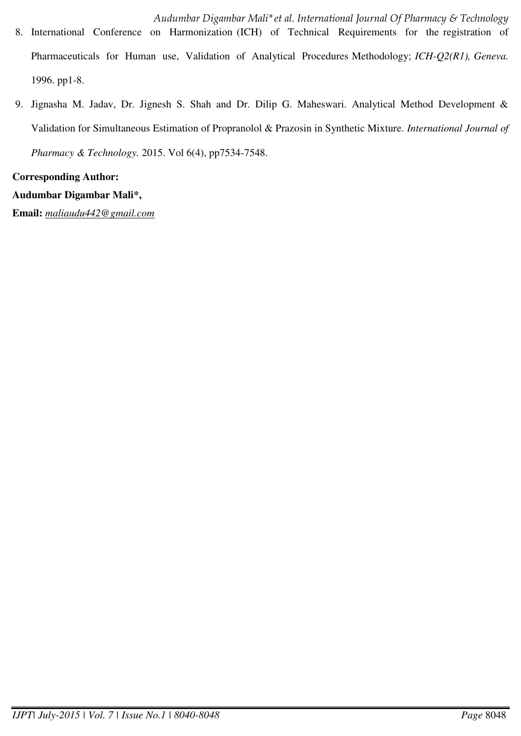8. International Conference on Harmonization (ICH) of Technical Requirements for the registration of Pharmaceuticals for Human use, Validation of Analytical Procedures Methodology; *ICH-Q2(R1), Geneva.* 1996. pp1-8.

9. Jignasha M. Jadav, Dr. Jignesh S. Shah and Dr. Dilip G. Maheswari. Analytical Method Development & Validation for Simultaneous Estimation of Propranolol & Prazosin in Synthetic Mixture. *International Journal of Pharmacy & Technology.* 2015. Vol 6(4), pp7534-7548.

**Corresponding Author:**

**Audumbar Digambar Mali*,**

**Email:** *maliaudu442@gmail.com*